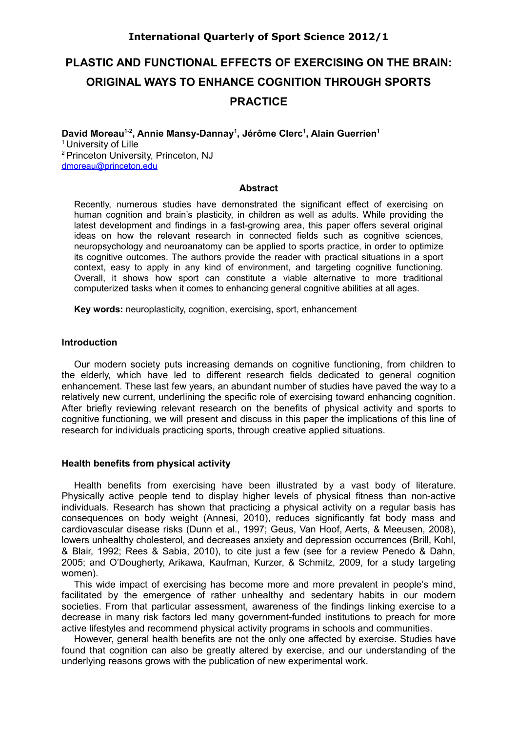**International Quarterly of Sport Science 2012/1**

# PLASTIC AND FUNCTIONAL EFFECTS OF EXERCISING ON THE BRAIN: ORIGINAL WAYS TO ENHANCE COGNITION THROUGH SPORTS PRACTICE

**David Moreau[1-2], Annie Mansy-Dannay[1], Jérôme Clerc[1], Alain Guerrien[1]**

[1] University of Lille
[2] Princeton University, Princeton, NJ
dmoreau@princeton.edu

## Abstract

Recently, numerous studies have demonstrated the significant effect of exercising on human cognition and brain's plasticity, in children as well as adults. While providing the latest development and findings in a fast-growing area, this paper offers several original ideas on how the relevant research in connected fields such as cognitive sciences, neuropsychology and neuroanatomy can be applied to sports practice, in order to optimize its cognitive outcomes. The authors provide the reader with practical situations in a sport context, easy to apply in any kind of environment, and targeting cognitive functioning. Overall, it shows how sport can constitute a viable alternative to more traditional computerized tasks when it comes to enhancing general cognitive abilities at all ages.

**Key words:** neuroplasticity, cognition, exercising, sport, enhancement

## Introduction

Our modern society puts increasing demands on cognitive functioning, from children to the elderly, which have led to different research fields dedicated to general cognition enhancement. These last few years, an abundant number of studies have paved the way to a relatively new current, underlining the specific role of exercising toward enhancing cognition. After briefly reviewing relevant research on the benefits of physical activity and sports to cognitive functioning, we will present and discuss in this paper the implications of this line of research for individuals practicing sports, through creative applied situations.

## Health benefits from physical activity

Health benefits from exercising have been illustrated by a vast body of literature. Physically active people tend to display higher levels of physical fitness than non-active individuals. Research has shown that practicing a physical activity on a regular basis has consequences on body weight (Annesi, 2010), reduces significantly fat body mass and cardiovascular disease risks (Dunn et al., 1997; Geus, Van Hoof, Aerts, & Meeusen, 2008), lowers unhealthy cholesterol, and decreases anxiety and depression occurrences (Brill, Kohl, & Blair, 1992; Rees & Sabia, 2010), to cite just a few (see for a review Penedo & Dahn, 2005; and O'Dougherty, Arikawa, Kaufman, Kurzer, & Schmitz, 2009, for a study targeting women).

This wide impact of exercising has become more and more prevalent in people's mind, facilitated by the emergence of rather unhealthy and sedentary habits in our modern societies. From that particular assessment, awareness of the findings linking exercise to a decrease in many risk factors led many government-funded institutions to preach for more active lifestyles and recommend physical activity programs in schools and communities.

However, general health benefits are not the only one affected by exercise. Studies have found that cognition can also be greatly altered by exercise, and our understanding of the underlying reasons grows with the publication of new experimental work.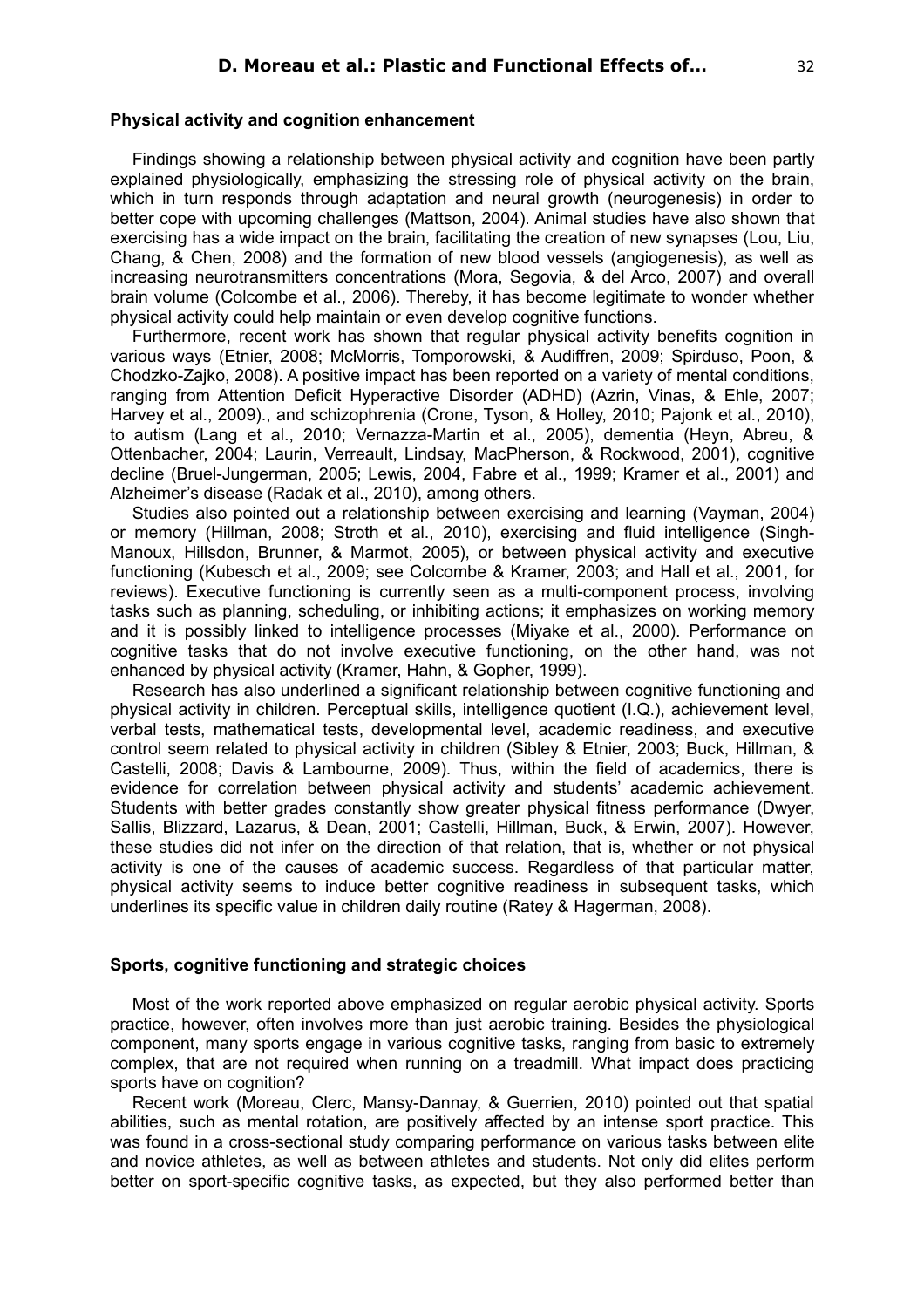### Physical activity and cognition enhancement

Findings showing a relationship between physical activity and cognition have been partly explained physiologically, emphasizing the stressing role of physical activity on the brain, which in turn responds through adaptation and neural growth (neurogenesis) in order to better cope with upcoming challenges (Mattson, 2004). Animal studies have also shown that exercising has a wide impact on the brain, facilitating the creation of new synapses (Lou, Liu, Chang, & Chen, 2008) and the formation of new blood vessels (angiogenesis), as well as increasing neurotransmitters concentrations (Mora, Segovia, & del Arco, 2007) and overall brain volume (Colcombe et al., 2006). Thereby, it has become legitimate to wonder whether physical activity could help maintain or even develop cognitive functions.

Furthermore, recent work has shown that regular physical activity benefits cognition in various ways (Etnier, 2008; McMorris, Tomporowski, & Audiffren, 2009; Spirduso, Poon, & Chodzko-Zajko, 2008). A positive impact has been reported on a variety of mental conditions, ranging from Attention Deficit Hyperactive Disorder (ADHD) (Azrin, Vinas, & Ehle, 2007; Harvey et al., 2009)., and schizophrenia (Crone, Tyson, & Holley, 2010; Pajonk et al., 2010), to autism (Lang et al., 2010; Vernazza-Martin et al., 2005), dementia (Heyn, Abreu, & Ottenbacher, 2004; Laurin, Verreault, Lindsay, MacPherson, & Rockwood, 2001), cognitive decline (Bruel-Jungerman, 2005; Lewis, 2004, Fabre et al., 1999; Kramer et al., 2001) and Alzheimer's disease (Radak et al., 2010), among others.

Studies also pointed out a relationship between exercising and learning (Vayman, 2004) or memory (Hillman, 2008; Stroth et al., 2010), exercising and fluid intelligence (Singh-Manoux, Hillsdon, Brunner, & Marmot, 2005), or between physical activity and executive functioning (Kubesch et al., 2009; see Colcombe & Kramer, 2003; and Hall et al., 2001, for reviews). Executive functioning is currently seen as a multi-component process, involving tasks such as planning, scheduling, or inhibiting actions; it emphasizes on working memory and it is possibly linked to intelligence processes (Miyake et al., 2000). Performance on cognitive tasks that do not involve executive functioning, on the other hand, was not enhanced by physical activity (Kramer, Hahn, & Gopher, 1999).

Research has also underlined a significant relationship between cognitive functioning and physical activity in children. Perceptual skills, intelligence quotient (I.Q.), achievement level, verbal tests, mathematical tests, developmental level, academic readiness, and executive control seem related to physical activity in children (Sibley & Etnier, 2003; Buck, Hillman, & Castelli, 2008; Davis & Lambourne, 2009). Thus, within the field of academics, there is evidence for correlation between physical activity and students' academic achievement. Students with better grades constantly show greater physical fitness performance (Dwyer, Sallis, Blizzard, Lazarus, & Dean, 2001; Castelli, Hillman, Buck, & Erwin, 2007). However, these studies did not infer on the direction of that relation, that is, whether or not physical activity is one of the causes of academic success. Regardless of that particular matter, physical activity seems to induce better cognitive readiness in subsequent tasks, which underlines its specific value in children daily routine (Ratey & Hagerman, 2008).

### Sports, cognitive functioning and strategic choices

Most of the work reported above emphasized on regular aerobic physical activity. Sports practice, however, often involves more than just aerobic training. Besides the physiological component, many sports engage in various cognitive tasks, ranging from basic to extremely complex, that are not required when running on a treadmill. What impact does practicing sports have on cognition?

Recent work (Moreau, Clerc, Mansy-Dannay, & Guerrien, 2010) pointed out that spatial abilities, such as mental rotation, are positively affected by an intense sport practice. This was found in a cross-sectional study comparing performance on various tasks between elite and novice athletes, as well as between athletes and students. Not only did elites perform better on sport-specific cognitive tasks, as expected, but they also performed better than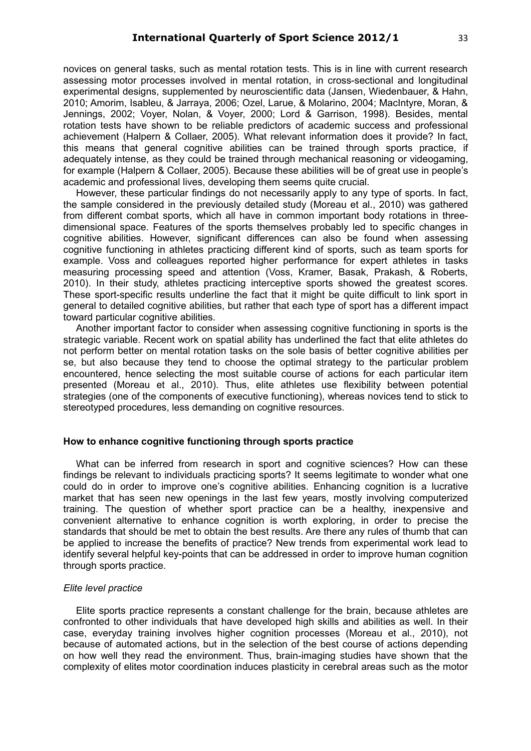novices on general tasks, such as mental rotation tests. This is in line with current research assessing motor processes involved in mental rotation, in cross-sectional and longitudinal experimental designs, supplemented by neuroscientific data (Jansen, Wiedenbauer, & Hahn, 2010; Amorim, Isableu, & Jarraya, 2006; Ozel, Larue, & Molarino, 2004; MacIntyre, Moran, & Jennings, 2002; Voyer, Nolan, & Voyer, 2000; Lord & Garrison, 1998). Besides, mental rotation tests have shown to be reliable predictors of academic success and professional achievement (Halpern & Collaer, 2005). What relevant information does it provide? In fact, this means that general cognitive abilities can be trained through sports practice, if adequately intense, as they could be trained through mechanical reasoning or videogaming, for example (Halpern & Collaer, 2005). Because these abilities will be of great use in people's academic and professional lives, developing them seems quite crucial.

However, these particular findings do not necessarily apply to any type of sports. In fact, the sample considered in the previously detailed study (Moreau et al., 2010) was gathered from different combat sports, which all have in common important body rotations in three-dimensional space. Features of the sports themselves probably led to specific changes in cognitive abilities. However, significant differences can also be found when assessing cognitive functioning in athletes practicing different kind of sports, such as team sports for example. Voss and colleagues reported higher performance for expert athletes in tasks measuring processing speed and attention (Voss, Kramer, Basak, Prakash, & Roberts, 2010). In their study, athletes practicing interceptive sports showed the greatest scores. These sport-specific results underline the fact that it might be quite difficult to link sport in general to detailed cognitive abilities, but rather that each type of sport has a different impact toward particular cognitive abilities.

Another important factor to consider when assessing cognitive functioning in sports is the strategic variable. Recent work on spatial ability has underlined the fact that elite athletes do not perform better on mental rotation tasks on the sole basis of better cognitive abilities per se, but also because they tend to choose the optimal strategy to the particular problem encountered, hence selecting the most suitable course of actions for each particular item presented (Moreau et al., 2010). Thus, elite athletes use flexibility between potential strategies (one of the components of executive functioning), whereas novices tend to stick to stereotyped procedures, less demanding on cognitive resources.

## How to enhance cognitive functioning through sports practice

What can be inferred from research in sport and cognitive sciences? How can these findings be relevant to individuals practicing sports? It seems legitimate to wonder what one could do in order to improve one's cognitive abilities. Enhancing cognition is a lucrative market that has seen new openings in the last few years, mostly involving computerized training. The question of whether sport practice can be a healthy, inexpensive and convenient alternative to enhance cognition is worth exploring, in order to precise the standards that should be met to obtain the best results. Are there any rules of thumb that can be applied to increase the benefits of practice? New trends from experimental work lead to identify several helpful key-points that can be addressed in order to improve human cognition through sports practice.

### *Elite level practice*

Elite sports practice represents a constant challenge for the brain, because athletes are confronted to other individuals that have developed high skills and abilities as well. In their case, everyday training involves higher cognition processes (Moreau et al., 2010), not because of automated actions, but in the selection of the best course of actions depending on how well they read the environment. Thus, brain-imaging studies have shown that the complexity of elites motor coordination induces plasticity in cerebral areas such as the motor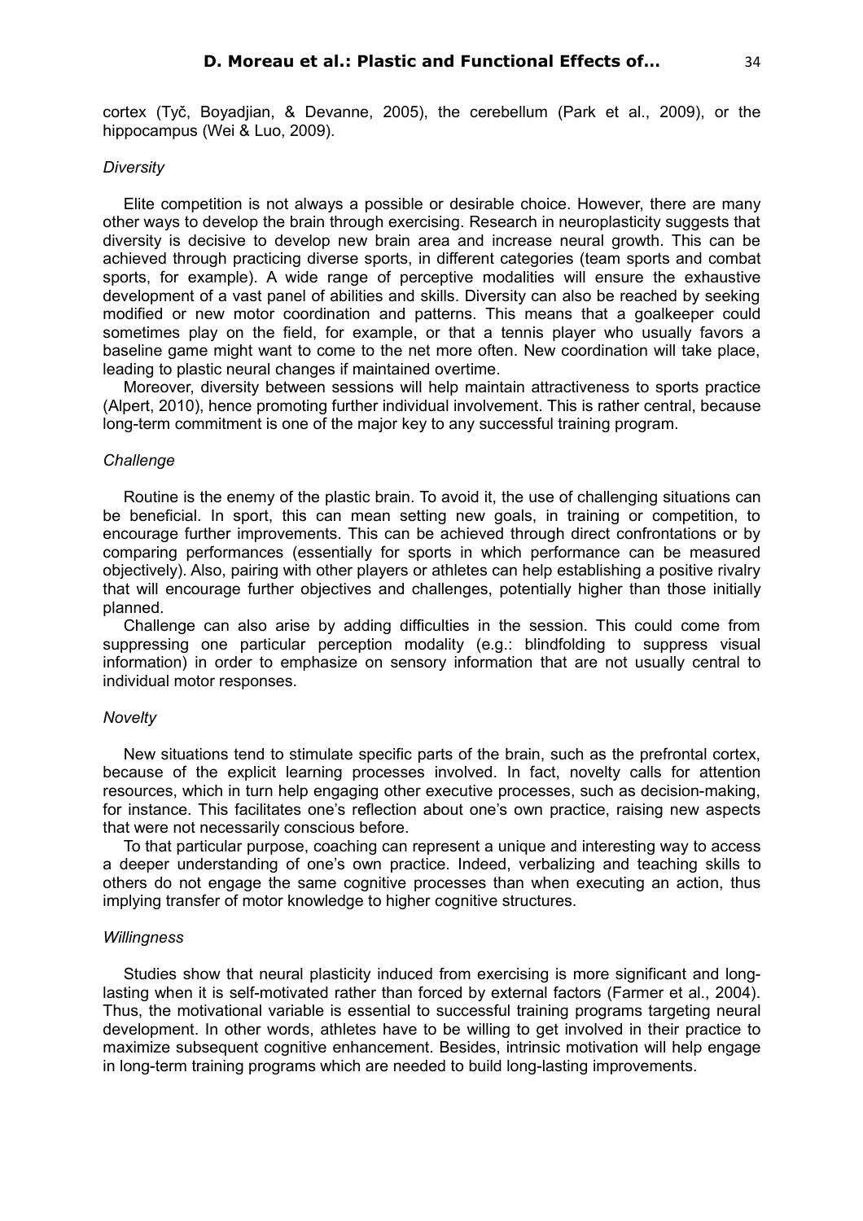cortex (Tyč, Boyadjian, & Devanne, 2005), the cerebellum (Park et al., 2009), or the hippocampus (Wei & Luo, 2009).

### *Diversity*

Elite competition is not always a possible or desirable choice. However, there are many other ways to develop the brain through exercising. Research in neuroplasticity suggests that diversity is decisive to develop new brain area and increase neural growth. This can be achieved through practicing diverse sports, in different categories (team sports and combat sports, for example). A wide range of perceptive modalities will ensure the exhaustive development of a vast panel of abilities and skills. Diversity can also be reached by seeking modified or new motor coordination and patterns. This means that a goalkeeper could sometimes play on the field, for example, or that a tennis player who usually favors a baseline game might want to come to the net more often. New coordination will take place, leading to plastic neural changes if maintained overtime.

Moreover, diversity between sessions will help maintain attractiveness to sports practice (Alpert, 2010), hence promoting further individual involvement. This is rather central, because long-term commitment is one of the major key to any successful training program.

### *Challenge*

Routine is the enemy of the plastic brain. To avoid it, the use of challenging situations can be beneficial. In sport, this can mean setting new goals, in training or competition, to encourage further improvements. This can be achieved through direct confrontations or by comparing performances (essentially for sports in which performance can be measured objectively). Also, pairing with other players or athletes can help establishing a positive rivalry that will encourage further objectives and challenges, potentially higher than those initially planned.

Challenge can also arise by adding difficulties in the session. This could come from suppressing one particular perception modality (e.g.: blindfolding to suppress visual information) in order to emphasize on sensory information that are not usually central to individual motor responses.

### *Novelty*

New situations tend to stimulate specific parts of the brain, such as the prefrontal cortex, because of the explicit learning processes involved. In fact, novelty calls for attention resources, which in turn help engaging other executive processes, such as decision-making, for instance. This facilitates one's reflection about one's own practice, raising new aspects that were not necessarily conscious before.

To that particular purpose, coaching can represent a unique and interesting way to access a deeper understanding of one's own practice. Indeed, verbalizing and teaching skills to others do not engage the same cognitive processes than when executing an action, thus implying transfer of motor knowledge to higher cognitive structures.

### *Willingness*

Studies show that neural plasticity induced from exercising is more significant and long-lasting when it is self-motivated rather than forced by external factors (Farmer et al., 2004). Thus, the motivational variable is essential to successful training programs targeting neural development. In other words, athletes have to be willing to get involved in their practice to maximize subsequent cognitive enhancement. Besides, intrinsic motivation will help engage in long-term training programs which are needed to build long-lasting improvements.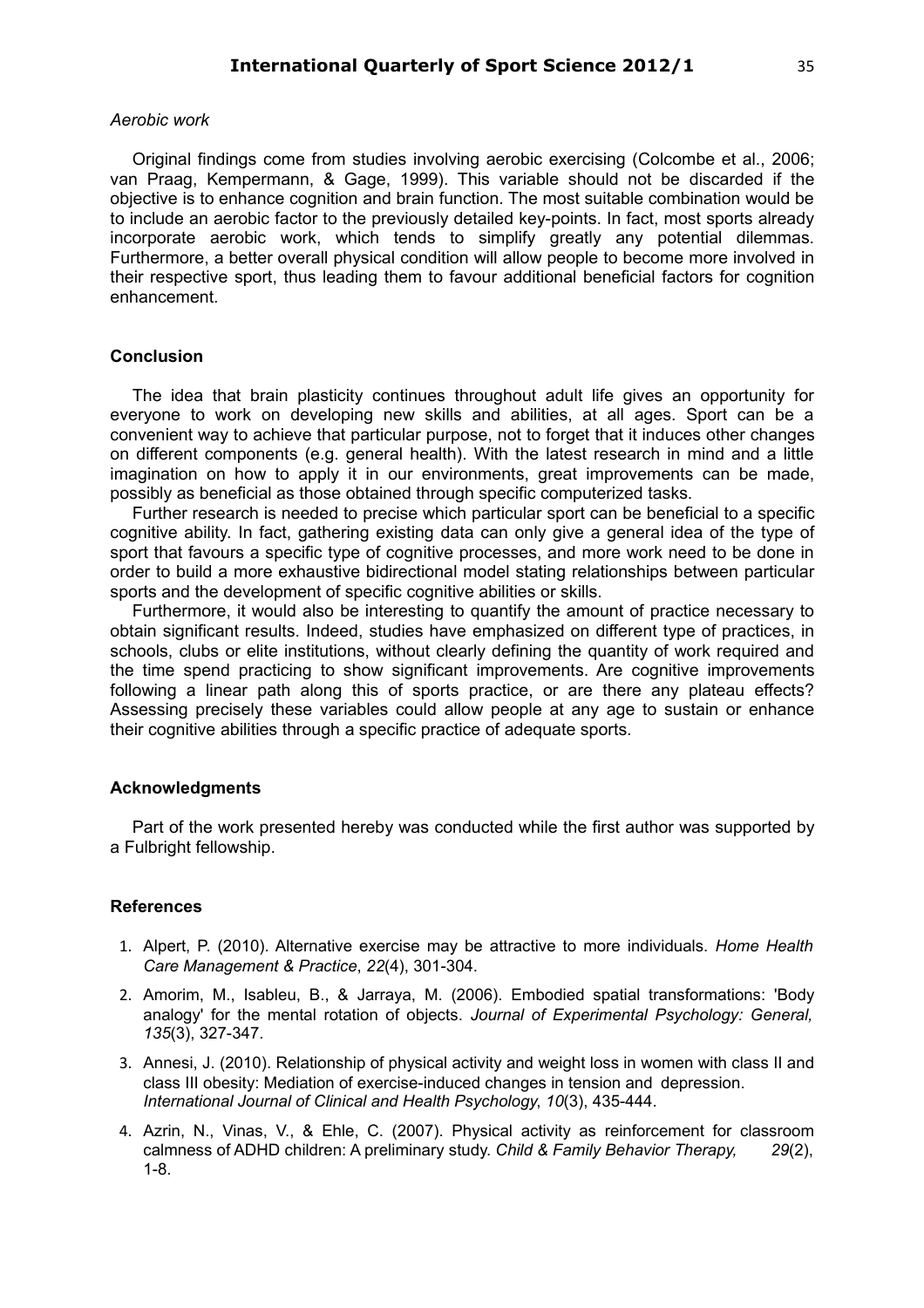*Aerobic work*

Original findings come from studies involving aerobic exercising (Colcombe et al., 2006; van Praag, Kempermann, & Gage, 1999). This variable should not be discarded if the objective is to enhance cognition and brain function. The most suitable combination would be to include an aerobic factor to the previously detailed key-points. In fact, most sports already incorporate aerobic work, which tends to simplify greatly any potential dilemmas. Furthermore, a better overall physical condition will allow people to become more involved in their respective sport, thus leading them to favour additional beneficial factors for cognition enhancement.

## Conclusion

The idea that brain plasticity continues throughout adult life gives an opportunity for everyone to work on developing new skills and abilities, at all ages. Sport can be a convenient way to achieve that particular purpose, not to forget that it induces other changes on different components (e.g. general health). With the latest research in mind and a little imagination on how to apply it in our environments, great improvements can be made, possibly as beneficial as those obtained through specific computerized tasks.

Further research is needed to precise which particular sport can be beneficial to a specific cognitive ability. In fact, gathering existing data can only give a general idea of the type of sport that favours a specific type of cognitive processes, and more work need to be done in order to build a more exhaustive bidirectional model stating relationships between particular sports and the development of specific cognitive abilities or skills.

Furthermore, it would also be interesting to quantify the amount of practice necessary to obtain significant results. Indeed, studies have emphasized on different type of practices, in schools, clubs or elite institutions, without clearly defining the quantity of work required and the time spend practicing to show significant improvements. Are cognitive improvements following a linear path along this of sports practice, or are there any plateau effects? Assessing precisely these variables could allow people at any age to sustain or enhance their cognitive abilities through a specific practice of adequate sports.

## Acknowledgments

Part of the work presented hereby was conducted while the first author was supported by a Fulbright fellowship.

## References

1. Alpert, P. (2010). Alternative exercise may be attractive to more individuals. *Home Health Care Management & Practice*, *22*(4), 301-304.
2. Amorim, M., Isableu, B., & Jarraya, M. (2006). Embodied spatial transformations: 'Body analogy' for the mental rotation of objects. *Journal of Experimental Psychology: General, 135*(3), 327-347.
3. Annesi, J. (2010). Relationship of physical activity and weight loss in women with class II and class III obesity: Mediation of exercise-induced changes in tension and depression. *International Journal of Clinical and Health Psychology*, *10*(3), 435-444.
4. Azrin, N., Vinas, V., & Ehle, C. (2007). Physical activity as reinforcement for classroom calmness of ADHD children: A preliminary study. *Child & Family Behavior Therapy, 29*(2), 1-8.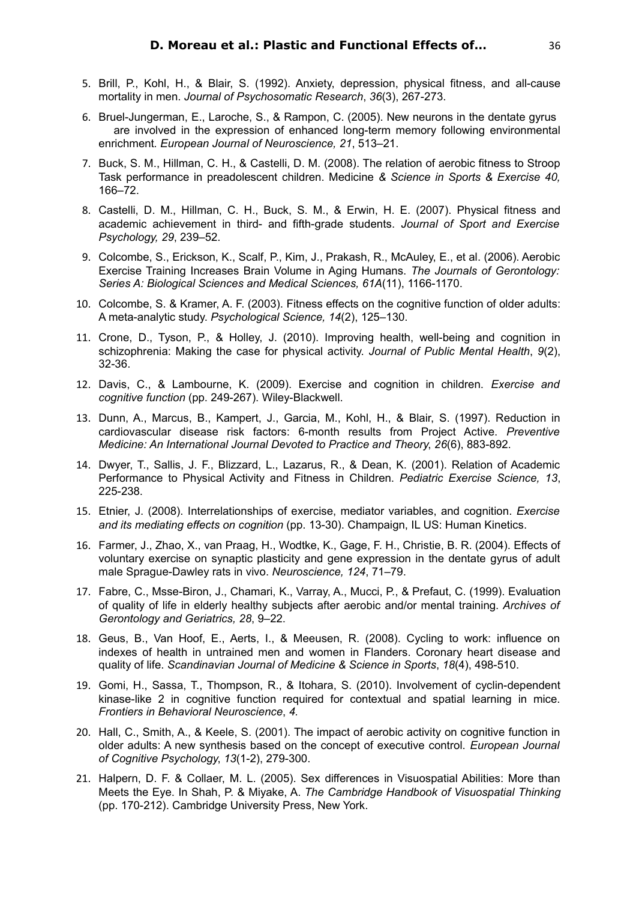5. Brill, P., Kohl, H., & Blair, S. (1992). Anxiety, depression, physical fitness, and all-cause mortality in men. *Journal of Psychosomatic Research*, *36*(3), 267-273.
6. Bruel-Jungerman, E., Laroche, S., & Rampon, C. (2005). New neurons in the dentate gyrus are involved in the expression of enhanced long-term memory following environmental enrichment. *European Journal of Neuroscience, 21*, 513–21.
7. Buck, S. M., Hillman, C. H., & Castelli, D. M. (2008). The relation of aerobic fitness to Stroop Task performance in preadolescent children. Medicine *& Science in Sports & Exercise 40,* 166–72.
8. Castelli, D. M., Hillman, C. H., Buck, S. M., & Erwin, H. E. (2007). Physical fitness and academic achievement in third- and fifth-grade students. *Journal of Sport and Exercise Psychology, 29*, 239–52.
9. Colcombe, S., Erickson, K., Scalf, P., Kim, J., Prakash, R., McAuley, E., et al. (2006). Aerobic Exercise Training Increases Brain Volume in Aging Humans. *The Journals of Gerontology: Series A: Biological Sciences and Medical Sciences, 61A*(11), 1166-1170.
10. Colcombe, S. & Kramer, A. F. (2003). Fitness effects on the cognitive function of older adults: A meta-analytic study. *Psychological Science, 14*(2), 125–130.
11. Crone, D., Tyson, P., & Holley, J. (2010). Improving health, well-being and cognition in schizophrenia: Making the case for physical activity. *Journal of Public Mental Health*, *9*(2), 32-36.
12. Davis, C., & Lambourne, K. (2009). Exercise and cognition in children. *Exercise and cognitive function* (pp. 249-267). Wiley-Blackwell.
13. Dunn, A., Marcus, B., Kampert, J., Garcia, M., Kohl, H., & Blair, S. (1997). Reduction in cardiovascular disease risk factors: 6-month results from Project Active. *Preventive Medicine: An International Journal Devoted to Practice and Theory*, *26*(6), 883-892.
14. Dwyer, T., Sallis, J. F., Blizzard, L., Lazarus, R., & Dean, K. (2001). Relation of Academic Performance to Physical Activity and Fitness in Children. *Pediatric Exercise Science, 13*, 225-238.
15. Etnier, J. (2008). Interrelationships of exercise, mediator variables, and cognition. *Exercise and its mediating effects on cognition* (pp. 13-30). Champaign, IL US: Human Kinetics.
16. Farmer, J., Zhao, X., van Praag, H., Wodtke, K., Gage, F. H., Christie, B. R. (2004). Effects of voluntary exercise on synaptic plasticity and gene expression in the dentate gyrus of adult male Sprague-Dawley rats in vivo. *Neuroscience, 124*, 71–79.
17. Fabre, C., Msse-Biron, J., Chamari, K., Varray, A., Mucci, P., & Prefaut, C. (1999). Evaluation of quality of life in elderly healthy subjects after aerobic and/or mental training. *Archives of Gerontology and Geriatrics, 28*, 9–22.
18. Geus, B., Van Hoof, E., Aerts, I., & Meeusen, R. (2008). Cycling to work: influence on indexes of health in untrained men and women in Flanders. Coronary heart disease and quality of life. *Scandinavian Journal of Medicine & Science in Sports*, *18*(4), 498-510.
19. Gomi, H., Sassa, T., Thompson, R., & Itohara, S. (2010). Involvement of cyclin-dependent kinase-like 2 in cognitive function required for contextual and spatial learning in mice. *Frontiers in Behavioral Neuroscience*, *4.*
20. Hall, C., Smith, A., & Keele, S. (2001). The impact of aerobic activity on cognitive function in older adults: A new synthesis based on the concept of executive control. *European Journal of Cognitive Psychology*, *13*(1-2), 279-300.
21. Halpern, D. F. & Collaer, M. L. (2005). Sex differences in Visuospatial Abilities: More than Meets the Eye. In Shah, P. & Miyake, A. *The Cambridge Handbook of Visuospatial Thinking* (pp. 170-212). Cambridge University Press, New York.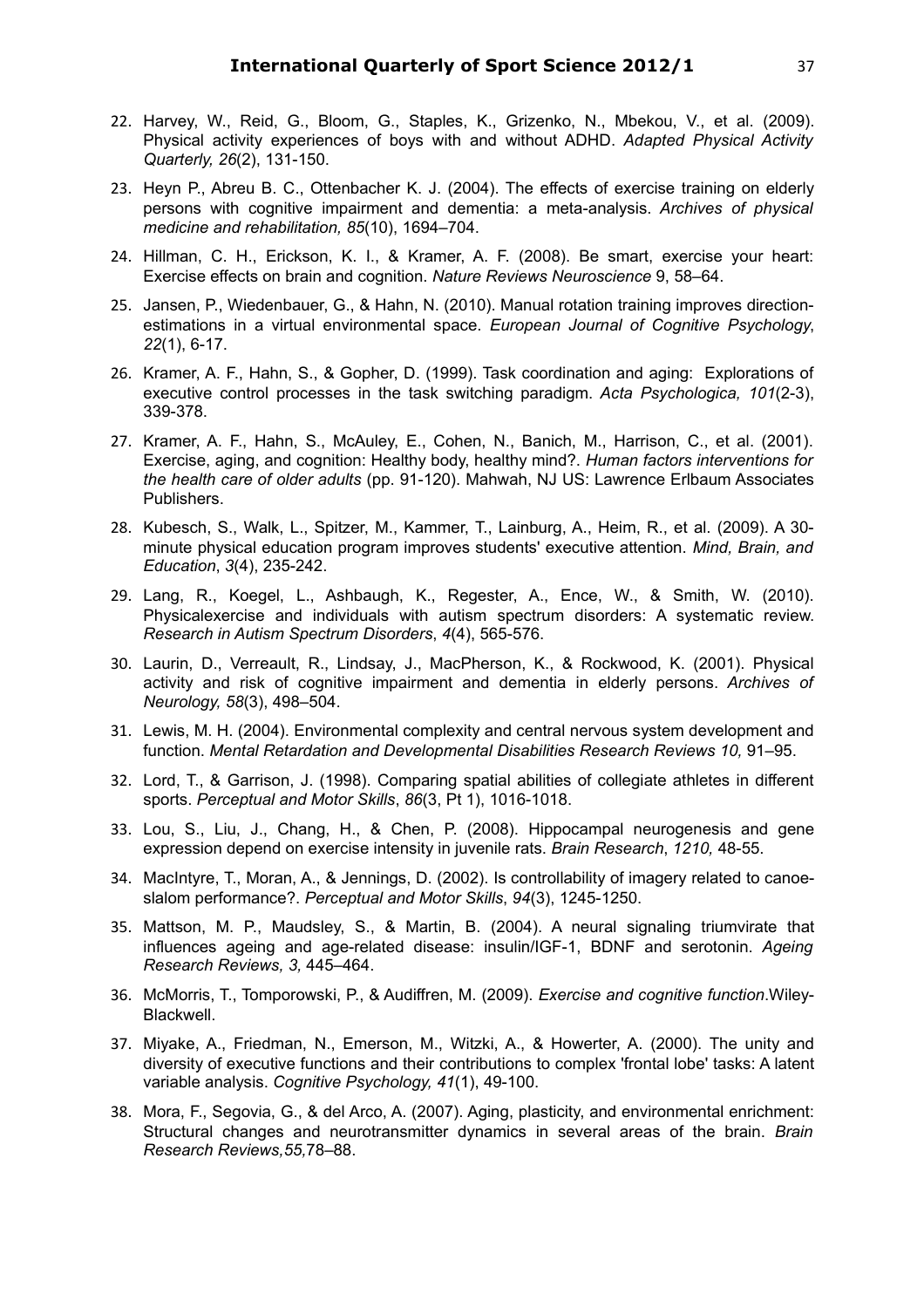22. Harvey, W., Reid, G., Bloom, G., Staples, K., Grizenko, N., Mbekou, V., et al. (2009). Physical activity experiences of boys with and without ADHD. *Adapted Physical Activity Quarterly, 26*(2), 131-150.

23. Heyn P., Abreu B. C., Ottenbacher K. J. (2004). The effects of exercise training on elderly persons with cognitive impairment and dementia: a meta-analysis. *Archives of physical medicine and rehabilitation, 85*(10), 1694–704.

24. Hillman, C. H., Erickson, K. I., & Kramer, A. F. (2008). Be smart, exercise your heart: Exercise effects on brain and cognition. *Nature Reviews Neuroscience* 9, 58–64.

25. Jansen, P., Wiedenbauer, G., & Hahn, N. (2010). Manual rotation training improves direction-estimations in a virtual environmental space. *European Journal of Cognitive Psychology*, *22*(1), 6-17.

26. Kramer, A. F., Hahn, S., & Gopher, D. (1999). Task coordination and aging: Explorations of executive control processes in the task switching paradigm. *Acta Psychologica, 101*(2-3), 339-378.

27. Kramer, A. F., Hahn, S., McAuley, E., Cohen, N., Banich, M., Harrison, C., et al. (2001). Exercise, aging, and cognition: Healthy body, healthy mind?. *Human factors interventions for the health care of older adults* (pp. 91-120). Mahwah, NJ US: Lawrence Erlbaum Associates Publishers.

28. Kubesch, S., Walk, L., Spitzer, M., Kammer, T., Lainburg, A., Heim, R., et al. (2009). A 30-minute physical education program improves students' executive attention. *Mind, Brain, and Education*, *3*(4), 235-242.

29. Lang, R., Koegel, L., Ashbaugh, K., Regester, A., Ence, W., & Smith, W. (2010). Physicalexercise and individuals with autism spectrum disorders: A systematic review. *Research in Autism Spectrum Disorders*, *4*(4), 565-576.

30. Laurin, D., Verreault, R., Lindsay, J., MacPherson, K., & Rockwood, K. (2001). Physical activity and risk of cognitive impairment and dementia in elderly persons. *Archives of Neurology, 58*(3), 498–504.

31. Lewis, M. H. (2004). Environmental complexity and central nervous system development and function. *Mental Retardation and Developmental Disabilities Research Reviews 10,* 91–95.

32. Lord, T., & Garrison, J. (1998). Comparing spatial abilities of collegiate athletes in different sports. *Perceptual and Motor Skills*, *86*(3, Pt 1), 1016-1018.

33. Lou, S., Liu, J., Chang, H., & Chen, P. (2008). Hippocampal neurogenesis and gene expression depend on exercise intensity in juvenile rats. *Brain Research*, *1210,* 48-55.

34. MacIntyre, T., Moran, A., & Jennings, D. (2002). Is controllability of imagery related to canoe-slalom performance?. *Perceptual and Motor Skills*, *94*(3), 1245-1250.

35. Mattson, M. P., Maudsley, S., & Martin, B. (2004). A neural signaling triumvirate that influences ageing and age-related disease: insulin/IGF-1, BDNF and serotonin. *Ageing Research Reviews, 3,* 445–464.

36. McMorris, T., Tomporowski, P., & Audiffren, M. (2009). *Exercise and cognitive function*.Wiley-Blackwell.

37. Miyake, A., Friedman, N., Emerson, M., Witzki, A., & Howerter, A. (2000). The unity and diversity of executive functions and their contributions to complex 'frontal lobe' tasks: A latent variable analysis. *Cognitive Psychology, 41*(1), 49-100.

38. Mora, F., Segovia, G., & del Arco, A. (2007). Aging, plasticity, and environmental enrichment: Structural changes and neurotransmitter dynamics in several areas of the brain. *Brain Research Reviews,55,*78–88.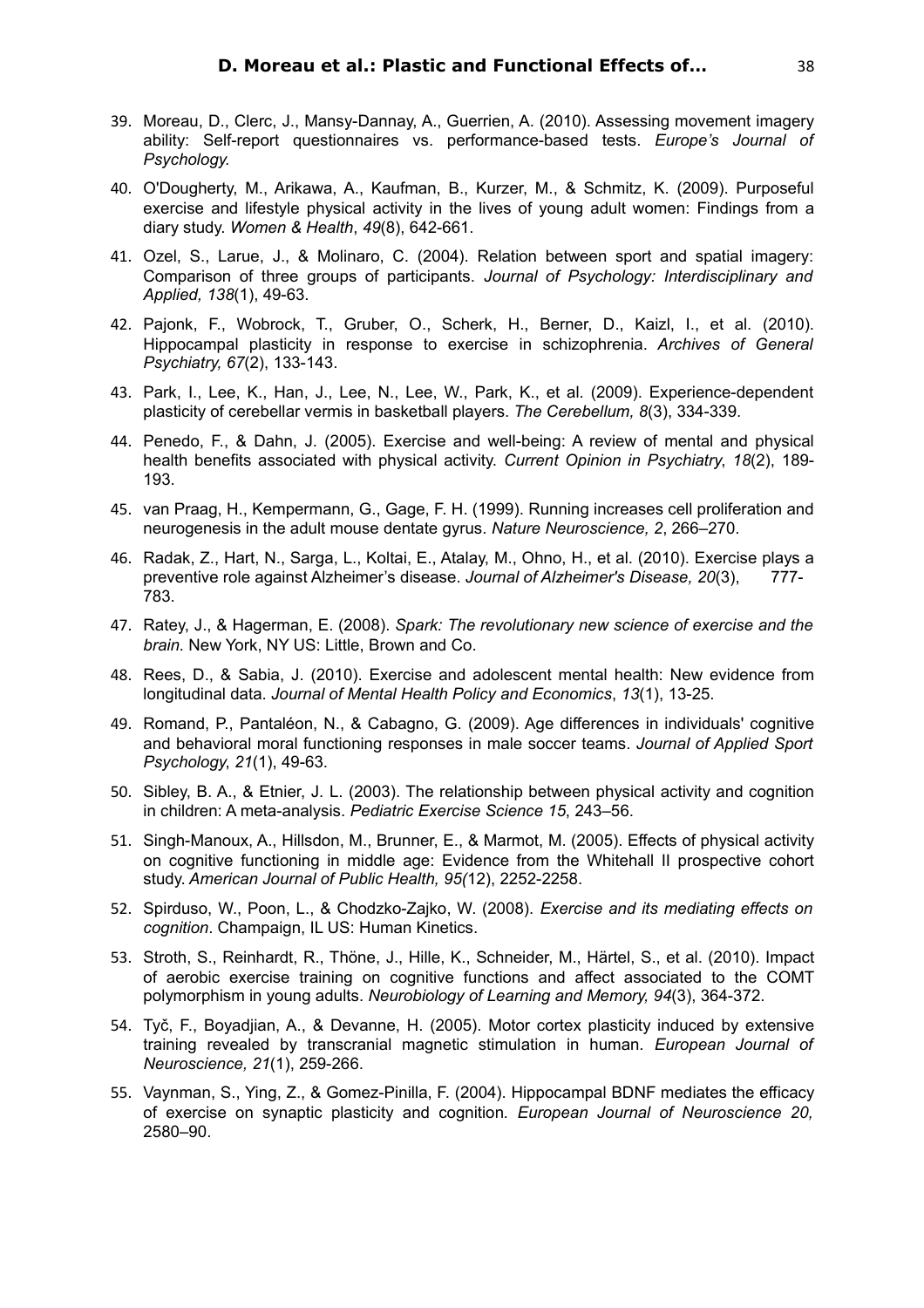39. Moreau, D., Clerc, J., Mansy-Dannay, A., Guerrien, A. (2010). Assessing movement imagery ability: Self-report questionnaires vs. performance-based tests. *Europe's Journal of Psychology.*

40. O'Dougherty, M., Arikawa, A., Kaufman, B., Kurzer, M., & Schmitz, K. (2009). Purposeful exercise and lifestyle physical activity in the lives of young adult women: Findings from a diary study. *Women & Health*, *49*(8), 642-661.

41. Ozel, S., Larue, J., & Molinaro, C. (2004). Relation between sport and spatial imagery: Comparison of three groups of participants. *Journal of Psychology: Interdisciplinary and Applied, 138*(1), 49-63.

42. Pajonk, F., Wobrock, T., Gruber, O., Scherk, H., Berner, D., Kaizl, I., et al. (2010). Hippocampal plasticity in response to exercise in schizophrenia. *Archives of General Psychiatry, 67*(2), 133-143.

43. Park, I., Lee, K., Han, J., Lee, N., Lee, W., Park, K., et al. (2009). Experience-dependent plasticity of cerebellar vermis in basketball players. *The Cerebellum, 8*(3), 334-339.

44. Penedo, F., & Dahn, J. (2005). Exercise and well-being: A review of mental and physical health benefits associated with physical activity. *Current Opinion in Psychiatry*, *18*(2), 189-193.

45. van Praag, H., Kempermann, G., Gage, F. H. (1999). Running increases cell proliferation and neurogenesis in the adult mouse dentate gyrus. *Nature Neuroscience, 2*, 266–270.

46. Radak, Z., Hart, N., Sarga, L., Koltai, E., Atalay, M., Ohno, H., et al. (2010). Exercise plays a preventive role against Alzheimer's disease. *Journal of Alzheimer's Disease, 20*(3), 777-783.

47. Ratey, J., & Hagerman, E. (2008). *Spark: The revolutionary new science of exercise and the brain.* New York, NY US: Little, Brown and Co.

48. Rees, D., & Sabia, J. (2010). Exercise and adolescent mental health: New evidence from longitudinal data. *Journal of Mental Health Policy and Economics*, *13*(1), 13-25.

49. Romand, P., Pantaléon, N., & Cabagno, G. (2009). Age differences in individuals' cognitive and behavioral moral functioning responses in male soccer teams. *Journal of Applied Sport Psychology*, *21*(1), 49-63.

50. Sibley, B. A., & Etnier, J. L. (2003). The relationship between physical activity and cognition in children: A meta-analysis. *Pediatric Exercise Science 15*, 243–56.

51. Singh-Manoux, A., Hillsdon, M., Brunner, E., & Marmot, M. (2005). Effects of physical activity on cognitive functioning in middle age: Evidence from the Whitehall II prospective cohort study. *American Journal of Public Health, 95(*12), 2252-2258.

52. Spirduso, W., Poon, L., & Chodzko-Zajko, W. (2008). *Exercise and its mediating effects on cognition*. Champaign, IL US: Human Kinetics.

53. Stroth, S., Reinhardt, R., Thöne, J., Hille, K., Schneider, M., Härtel, S., et al. (2010). Impact of aerobic exercise training on cognitive functions and affect associated to the COMT polymorphism in young adults. *Neurobiology of Learning and Memory, 94*(3), 364-372.

54. Tyč, F., Boyadjian, A., & Devanne, H. (2005). Motor cortex plasticity induced by extensive training revealed by transcranial magnetic stimulation in human. *European Journal of Neuroscience, 21*(1), 259-266.

55. Vaynman, S., Ying, Z., & Gomez-Pinilla, F. (2004). Hippocampal BDNF mediates the efficacy of exercise on synaptic plasticity and cognition. *European Journal of Neuroscience 20,* 2580–90.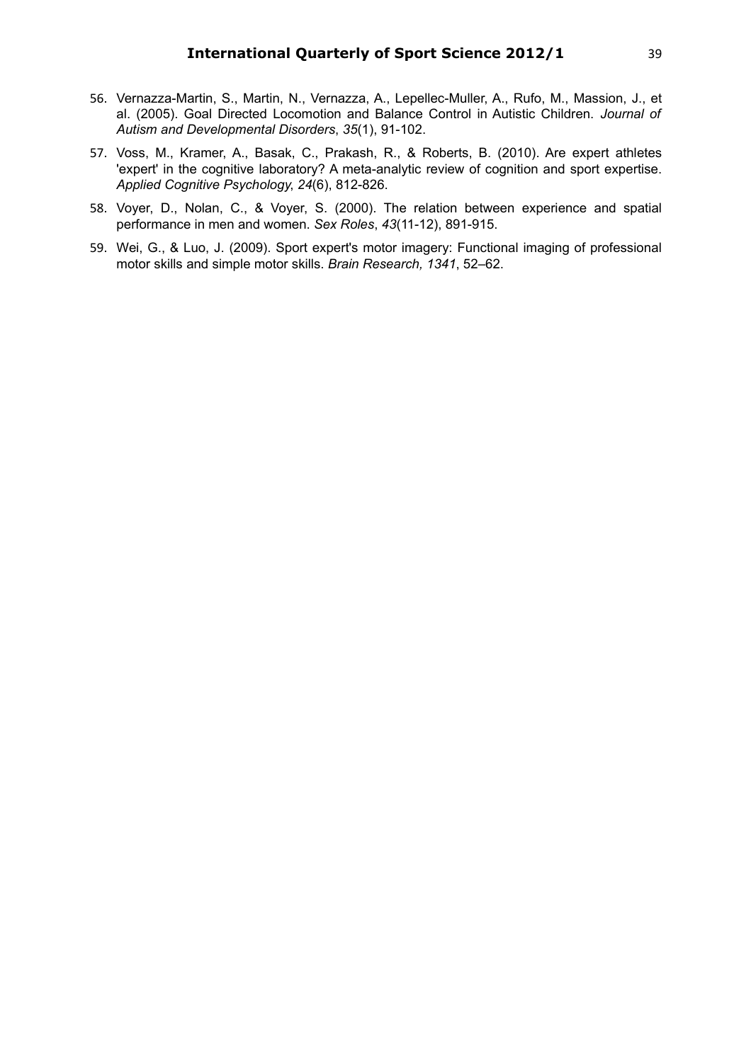56. Vernazza-Martin, S., Martin, N., Vernazza, A., Lepellec-Muller, A., Rufo, M., Massion, J., et al. (2005). Goal Directed Locomotion and Balance Control in Autistic Children. *Journal of Autism and Developmental Disorders*, *35*(1), 91-102.
57. Voss, M., Kramer, A., Basak, C., Prakash, R., & Roberts, B. (2010). Are expert athletes 'expert' in the cognitive laboratory? A meta-analytic review of cognition and sport expertise. *Applied Cognitive Psychology*, *24*(6), 812-826.
58. Voyer, D., Nolan, C., & Voyer, S. (2000). The relation between experience and spatial performance in men and women. *Sex Roles*, *43*(11-12), 891-915.
59. Wei, G., & Luo, J. (2009). Sport expert's motor imagery: Functional imaging of professional motor skills and simple motor skills. *Brain Research, 1341*, 52–62.